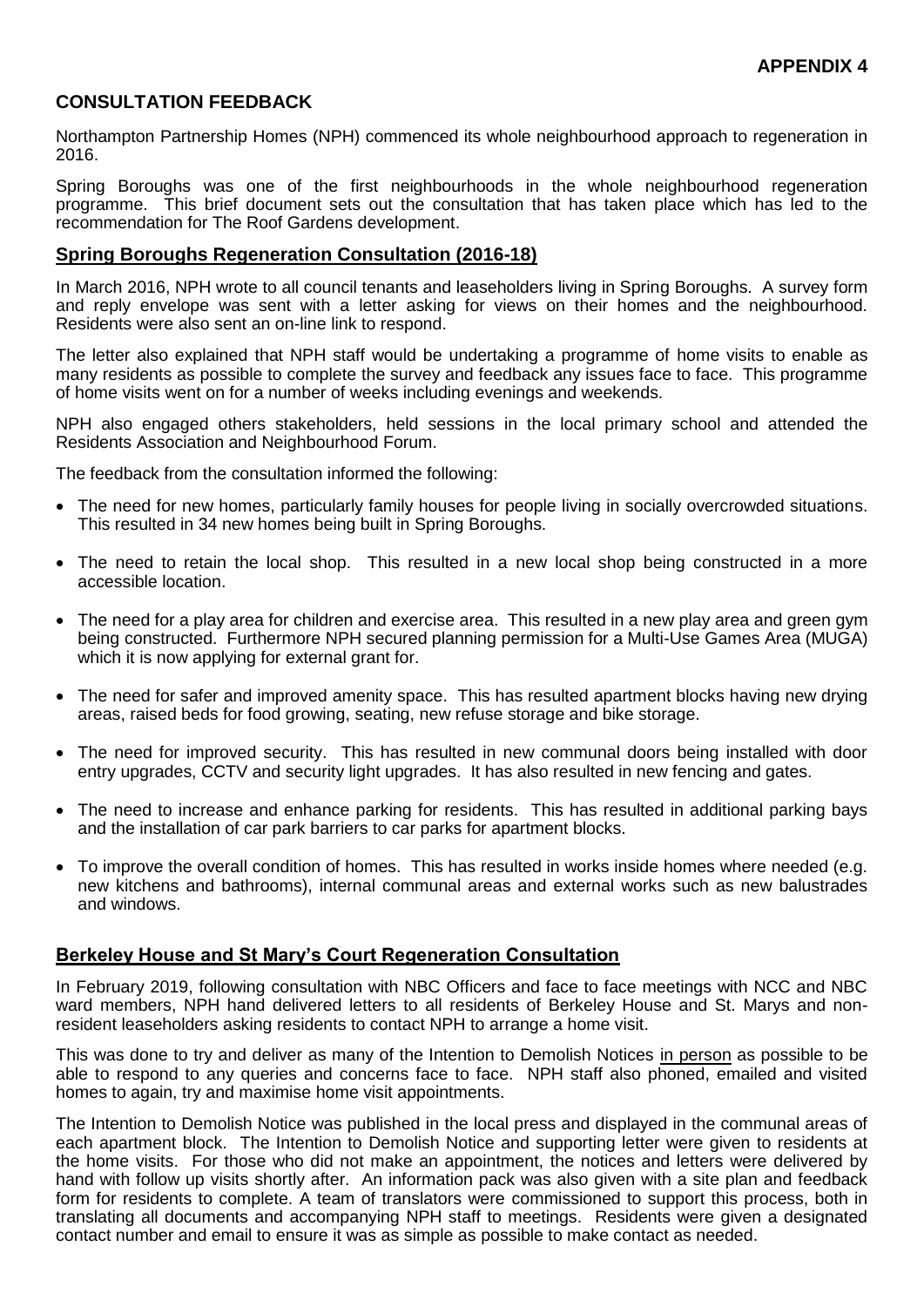**APPENDIX 4**

## CONSULTATION FEEDBACK

Northampton Partnership Homes (NPH) commenced its whole neighbourhood approach to regeneration in 2016.

Spring Boroughs was one of the first neighbourhoods in the whole neighbourhood regeneration programme. This brief document sets out the consultation that has taken place which has led to the recommendation for The Roof Gardens development.

### Spring Boroughs Regeneration Consultation (2016-18)

In March 2016, NPH wrote to all council tenants and leaseholders living in Spring Boroughs. A survey form and reply envelope was sent with a letter asking for views on their homes and the neighbourhood. Residents were also sent an on-line link to respond.

The letter also explained that NPH staff would be undertaking a programme of home visits to enable as many residents as possible to complete the survey and feedback any issues face to face. This programme of home visits went on for a number of weeks including evenings and weekends.

NPH also engaged others stakeholders, held sessions in the local primary school and attended the Residents Association and Neighbourhood Forum.

The feedback from the consultation informed the following:

- The need for new homes, particularly family houses for people living in socially overcrowded situations. This resulted in 34 new homes being built in Spring Boroughs.
- The need to retain the local shop. This resulted in a new local shop being constructed in a more accessible location.
- The need for a play area for children and exercise area. This resulted in a new play area and green gym being constructed. Furthermore NPH secured planning permission for a Multi-Use Games Area (MUGA) which it is now applying for external grant for.
- The need for safer and improved amenity space. This has resulted apartment blocks having new drying areas, raised beds for food growing, seating, new refuse storage and bike storage.
- The need for improved security. This has resulted in new communal doors being installed with door entry upgrades, CCTV and security light upgrades. It has also resulted in new fencing and gates.
- The need to increase and enhance parking for residents. This has resulted in additional parking bays and the installation of car park barriers to car parks for apartment blocks.
- To improve the overall condition of homes. This has resulted in works inside homes where needed (e.g. new kitchens and bathrooms), internal communal areas and external works such as new balustrades and windows.

### Berkeley House and St Mary's Court Regeneration Consultation

In February 2019, following consultation with NBC Officers and face to face meetings with NCC and NBC ward members, NPH hand delivered letters to all residents of Berkeley House and St. Marys and non-resident leaseholders asking residents to contact NPH to arrange a home visit.

This was done to try and deliver as many of the Intention to Demolish Notices <u>in person</u> as possible to be able to respond to any queries and concerns face to face. NPH staff also phoned, emailed and visited homes to again, try and maximise home visit appointments.

The Intention to Demolish Notice was published in the local press and displayed in the communal areas of each apartment block. The Intention to Demolish Notice and supporting letter were given to residents at the home visits. For those who did not make an appointment, the notices and letters were delivered by hand with follow up visits shortly after. An information pack was also given with a site plan and feedback form for residents to complete. A team of translators were commissioned to support this process, both in translating all documents and accompanying NPH staff to meetings. Residents were given a designated contact number and email to ensure it was as simple as possible to make contact as needed.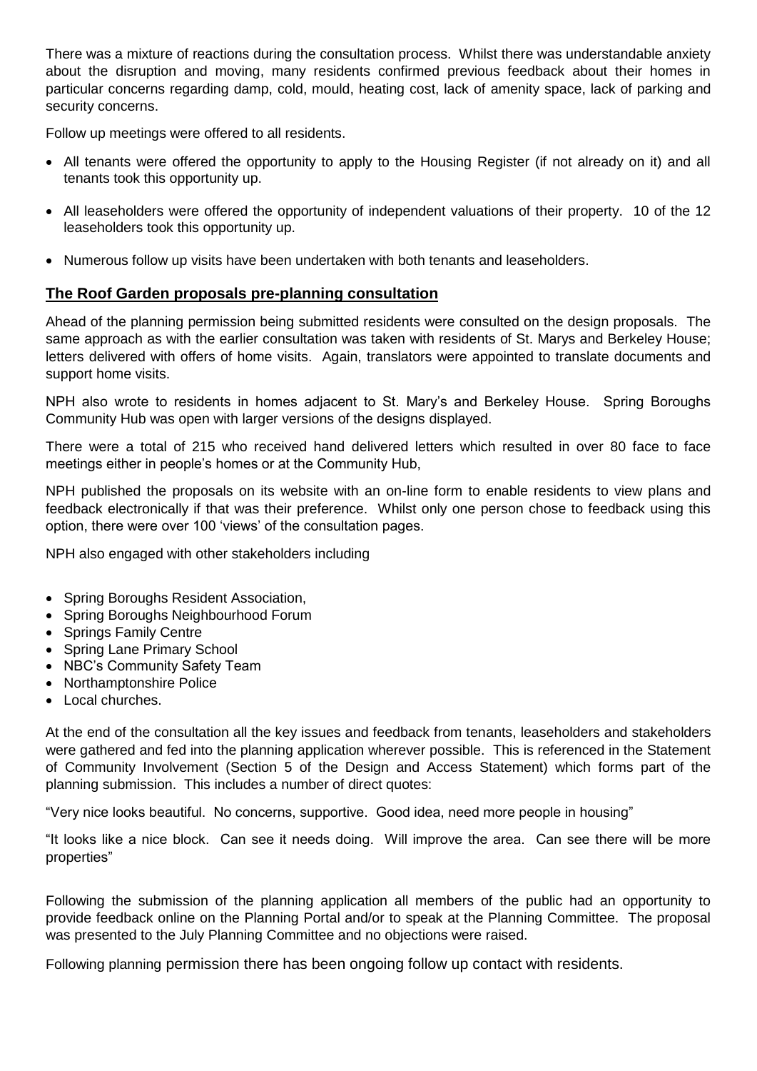There was a mixture of reactions during the consultation process. Whilst there was understandable anxiety about the disruption and moving, many residents confirmed previous feedback about their homes in particular concerns regarding damp, cold, mould, heating cost, lack of amenity space, lack of parking and security concerns.

Follow up meetings were offered to all residents.

- All tenants were offered the opportunity to apply to the Housing Register (if not already on it) and all tenants took this opportunity up.
- All leaseholders were offered the opportunity of independent valuations of their property. 10 of the 12 leaseholders took this opportunity up.
- Numerous follow up visits have been undertaken with both tenants and leaseholders.

## The Roof Garden proposals pre-planning consultation

Ahead of the planning permission being submitted residents were consulted on the design proposals. The same approach as with the earlier consultation was taken with residents of St. Marys and Berkeley House; letters delivered with offers of home visits. Again, translators were appointed to translate documents and support home visits.

NPH also wrote to residents in homes adjacent to St. Mary's and Berkeley House. Spring Boroughs Community Hub was open with larger versions of the designs displayed.

There were a total of 215 who received hand delivered letters which resulted in over 80 face to face meetings either in people's homes or at the Community Hub,

NPH published the proposals on its website with an on-line form to enable residents to view plans and feedback electronically if that was their preference. Whilst only one person chose to feedback using this option, there were over 100 'views' of the consultation pages.

NPH also engaged with other stakeholders including

- Spring Boroughs Resident Association,
- Spring Boroughs Neighbourhood Forum
- Springs Family Centre
- Spring Lane Primary School
- NBC's Community Safety Team
- Northamptonshire Police
- Local churches.

At the end of the consultation all the key issues and feedback from tenants, leaseholders and stakeholders were gathered and fed into the planning application wherever possible. This is referenced in the Statement of Community Involvement (Section 5 of the Design and Access Statement) which forms part of the planning submission. This includes a number of direct quotes:

"Very nice looks beautiful. No concerns, supportive. Good idea, need more people in housing"

"It looks like a nice block. Can see it needs doing. Will improve the area. Can see there will be more properties"

Following the submission of the planning application all members of the public had an opportunity to provide feedback online on the Planning Portal and/or to speak at the Planning Committee. The proposal was presented to the July Planning Committee and no objections were raised.

Following planning permission there has been ongoing follow up contact with residents.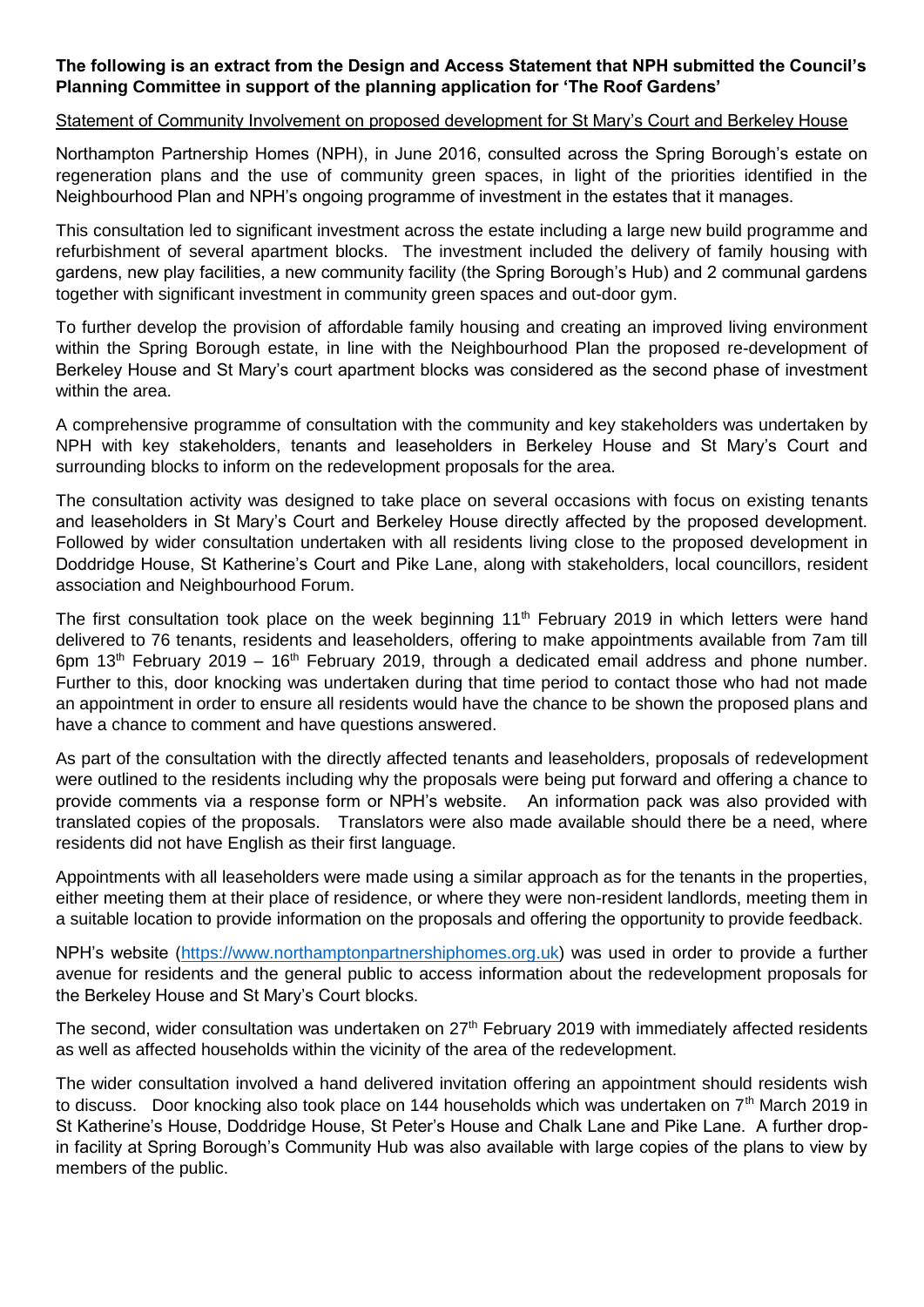**The following is an extract from the Design and Access Statement that NPH submitted the Council's Planning Committee in support of the planning application for 'The Roof Gardens'**

Statement of Community Involvement on proposed development for St Mary's Court and Berkeley House

Northampton Partnership Homes (NPH), in June 2016, consulted across the Spring Borough's estate on regeneration plans and the use of community green spaces, in light of the priorities identified in the Neighbourhood Plan and NPH's ongoing programme of investment in the estates that it manages.

This consultation led to significant investment across the estate including a large new build programme and refurbishment of several apartment blocks. The investment included the delivery of family housing with gardens, new play facilities, a new community facility (the Spring Borough's Hub) and 2 communal gardens together with significant investment in community green spaces and out-door gym.

To further develop the provision of affordable family housing and creating an improved living environment within the Spring Borough estate, in line with the Neighbourhood Plan the proposed re-development of Berkeley House and St Mary's court apartment blocks was considered as the second phase of investment within the area.

A comprehensive programme of consultation with the community and key stakeholders was undertaken by NPH with key stakeholders, tenants and leaseholders in Berkeley House and St Mary's Court and surrounding blocks to inform on the redevelopment proposals for the area.

The consultation activity was designed to take place on several occasions with focus on existing tenants and leaseholders in St Mary's Court and Berkeley House directly affected by the proposed development. Followed by wider consultation undertaken with all residents living close to the proposed development in Doddridge House, St Katherine's Court and Pike Lane, along with stakeholders, local councillors, resident association and Neighbourhood Forum.

The first consultation took place on the week beginning 11th February 2019 in which letters were hand delivered to 76 tenants, residents and leaseholders, offering to make appointments available from 7am till 6pm 13th February 2019 – 16th February 2019, through a dedicated email address and phone number. Further to this, door knocking was undertaken during that time period to contact those who had not made an appointment in order to ensure all residents would have the chance to be shown the proposed plans and have a chance to comment and have questions answered.

As part of the consultation with the directly affected tenants and leaseholders, proposals of redevelopment were outlined to the residents including why the proposals were being put forward and offering a chance to provide comments via a response form or NPH's website. An information pack was also provided with translated copies of the proposals. Translators were also made available should there be a need, where residents did not have English as their first language.

Appointments with all leaseholders were made using a similar approach as for the tenants in the properties, either meeting them at their place of residence, or where they were non-resident landlords, meeting them in a suitable location to provide information on the proposals and offering the opportunity to provide feedback.

NPH's website (https://www.northamptonpartnershiphomes.org.uk) was used in order to provide a further avenue for residents and the general public to access information about the redevelopment proposals for the Berkeley House and St Mary's Court blocks.

The second, wider consultation was undertaken on 27th February 2019 with immediately affected residents as well as affected households within the vicinity of the area of the redevelopment.

The wider consultation involved a hand delivered invitation offering an appointment should residents wish to discuss. Door knocking also took place on 144 households which was undertaken on 7th March 2019 in St Katherine's House, Doddridge House, St Peter's House and Chalk Lane and Pike Lane. A further drop-in facility at Spring Borough's Community Hub was also available with large copies of the plans to view by members of the public.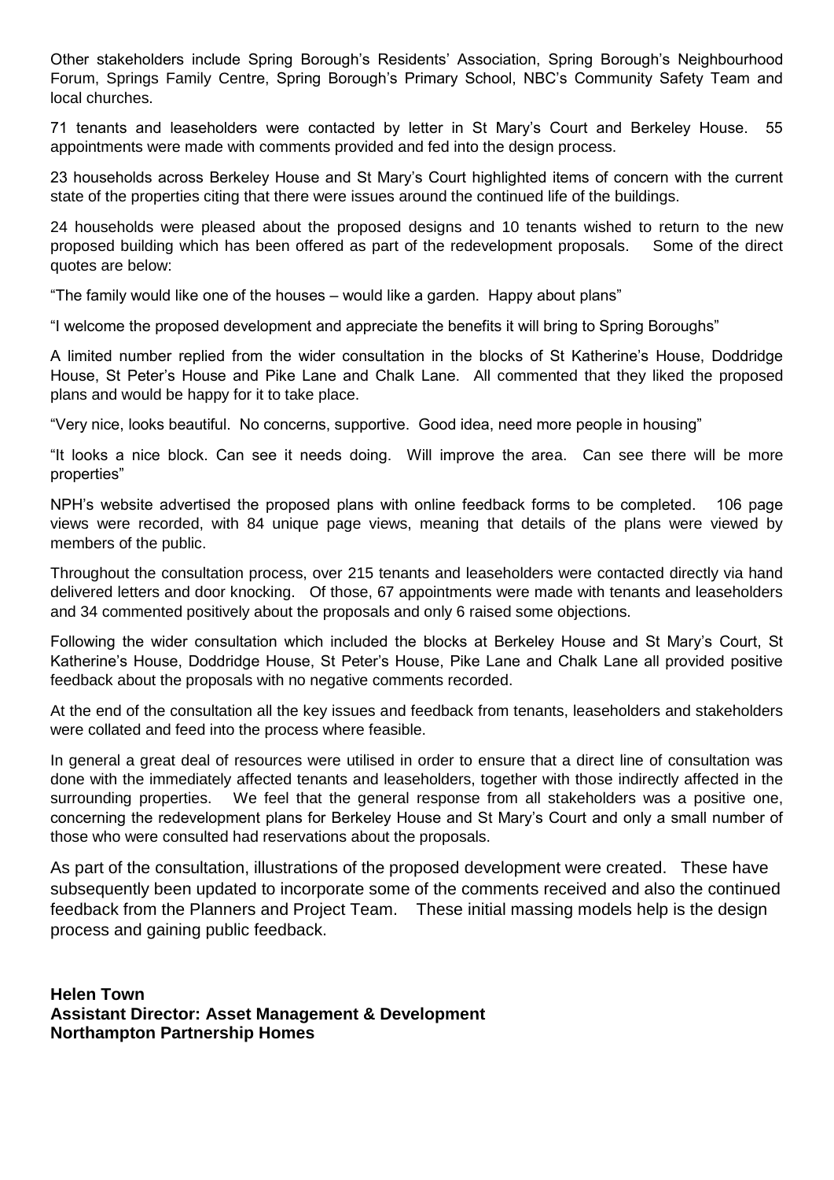Other stakeholders include Spring Borough's Residents' Association, Spring Borough's Neighbourhood Forum, Springs Family Centre, Spring Borough's Primary School, NBC's Community Safety Team and local churches.

71 tenants and leaseholders were contacted by letter in St Mary's Court and Berkeley House. 55 appointments were made with comments provided and fed into the design process.

23 households across Berkeley House and St Mary's Court highlighted items of concern with the current state of the properties citing that there were issues around the continued life of the buildings.

24 households were pleased about the proposed designs and 10 tenants wished to return to the new proposed building which has been offered as part of the redevelopment proposals. Some of the direct quotes are below:

"The family would like one of the houses – would like a garden. Happy about plans"

"I welcome the proposed development and appreciate the benefits it will bring to Spring Boroughs"

A limited number replied from the wider consultation in the blocks of St Katherine's House, Doddridge House, St Peter's House and Pike Lane and Chalk Lane. All commented that they liked the proposed plans and would be happy for it to take place.

"Very nice, looks beautiful. No concerns, supportive. Good idea, need more people in housing"

"It looks a nice block. Can see it needs doing. Will improve the area. Can see there will be more properties"

NPH's website advertised the proposed plans with online feedback forms to be completed. 106 page views were recorded, with 84 unique page views, meaning that details of the plans were viewed by members of the public.

Throughout the consultation process, over 215 tenants and leaseholders were contacted directly via hand delivered letters and door knocking. Of those, 67 appointments were made with tenants and leaseholders and 34 commented positively about the proposals and only 6 raised some objections.

Following the wider consultation which included the blocks at Berkeley House and St Mary's Court, St Katherine's House, Doddridge House, St Peter's House, Pike Lane and Chalk Lane all provided positive feedback about the proposals with no negative comments recorded.

At the end of the consultation all the key issues and feedback from tenants, leaseholders and stakeholders were collated and feed into the process where feasible.

In general a great deal of resources were utilised in order to ensure that a direct line of consultation was done with the immediately affected tenants and leaseholders, together with those indirectly affected in the surrounding properties. We feel that the general response from all stakeholders was a positive one, concerning the redevelopment plans for Berkeley House and St Mary's Court and only a small number of those who were consulted had reservations about the proposals.

As part of the consultation, illustrations of the proposed development were created. These have subsequently been updated to incorporate some of the comments received and also the continued feedback from the Planners and Project Team. These initial massing models help is the design process and gaining public feedback.

**Helen Town**
**Assistant Director: Asset Management & Development**
**Northampton Partnership Homes**